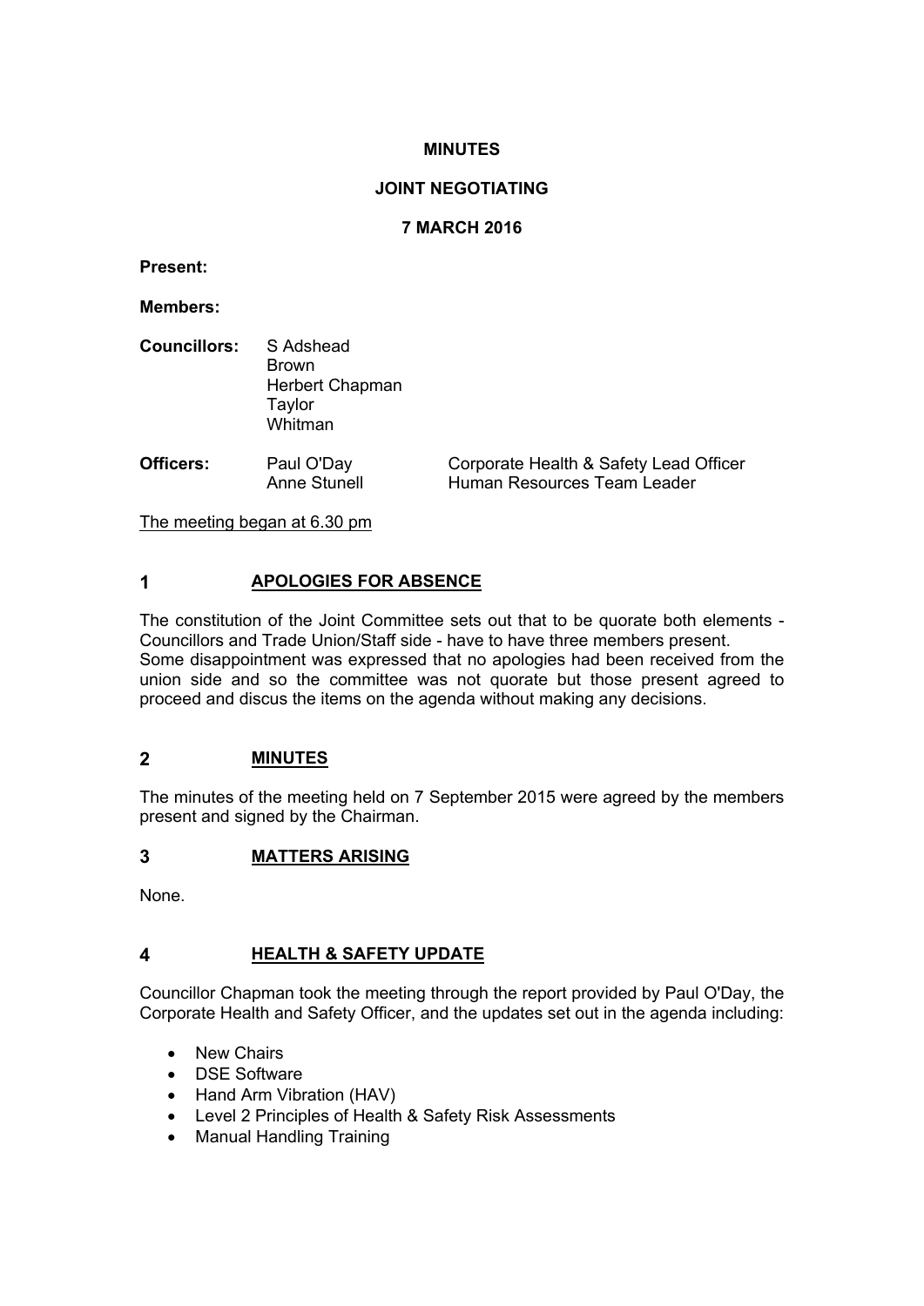**MINUTES**

**JOINT NEGOTIATING**

**7 MARCH 2016**

**Present:**

**Members:**

| | | |
|---|---|---|
| **Councillors:** | S Adshead<br>Brown<br>Herbert Chapman<br>Taylor<br>Whitman | |
| **Officers:** | Paul O'Day<br>Anne Stunell | Corporate Health & Safety Lead Officer<br>Human Resources Team Leader |

The meeting began at 6.30 pm

## 1 APOLOGIES FOR ABSENCE

The constitution of the Joint Committee sets out that to be quorate both elements - Councillors and Trade Union/Staff side - have to have three members present. Some disappointment was expressed that no apologies had been received from the union side and so the committee was not quorate but those present agreed to proceed and discus the items on the agenda without making any decisions.

## 2 MINUTES

The minutes of the meeting held on 7 September 2015 were agreed by the members present and signed by the Chairman.

## 3 MATTERS ARISING

None.

## 4 HEALTH & SAFETY UPDATE

Councillor Chapman took the meeting through the report provided by Paul O'Day, the Corporate Health and Safety Officer, and the updates set out in the agenda including:

- New Chairs
- DSE Software
- Hand Arm Vibration (HAV)
- Level 2 Principles of Health & Safety Risk Assessments
- Manual Handling Training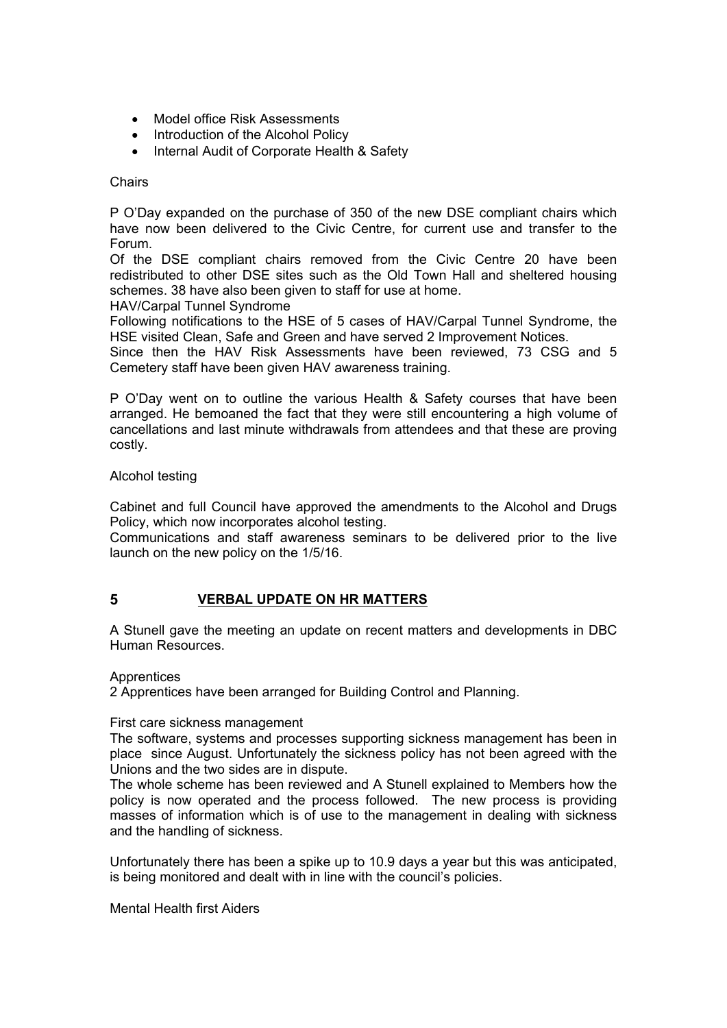- Model office Risk Assessments
- Introduction of the Alcohol Policy
- Internal Audit of Corporate Health & Safety

Chairs

P O'Day expanded on the purchase of 350 of the new DSE compliant chairs which have now been delivered to the Civic Centre, for current use and transfer to the Forum.
Of the DSE compliant chairs removed from the Civic Centre 20 have been redistributed to other DSE sites such as the Old Town Hall and sheltered housing schemes. 38 have also been given to staff for use at home.
HAV/Carpal Tunnel Syndrome
Following notifications to the HSE of 5 cases of HAV/Carpal Tunnel Syndrome, the HSE visited Clean, Safe and Green and have served 2 Improvement Notices.
Since then the HAV Risk Assessments have been reviewed, 73 CSG and 5 Cemetery staff have been given HAV awareness training.

P O'Day went on to outline the various Health & Safety courses that have been arranged. He bemoaned the fact that they were still encountering a high volume of cancellations and last minute withdrawals from attendees and that these are proving costly.

Alcohol testing

Cabinet and full Council have approved the amendments to the Alcohol and Drugs Policy, which now incorporates alcohol testing.
Communications and staff awareness seminars to be delivered prior to the live launch on the new policy on the 1/5/16.

## 5 **VERBAL UPDATE ON HR MATTERS**

A Stunell gave the meeting an update on recent matters and developments in DBC Human Resources.

Apprentices
2 Apprentices have been arranged for Building Control and Planning.

First care sickness management
The software, systems and processes supporting sickness management has been in place since August. Unfortunately the sickness policy has not been agreed with the Unions and the two sides are in dispute.
The whole scheme has been reviewed and A Stunell explained to Members how the policy is now operated and the process followed. The new process is providing masses of information which is of use to the management in dealing with sickness and the handling of sickness.

Unfortunately there has been a spike up to 10.9 days a year but this was anticipated, is being monitored and dealt with in line with the council's policies.

Mental Health first Aiders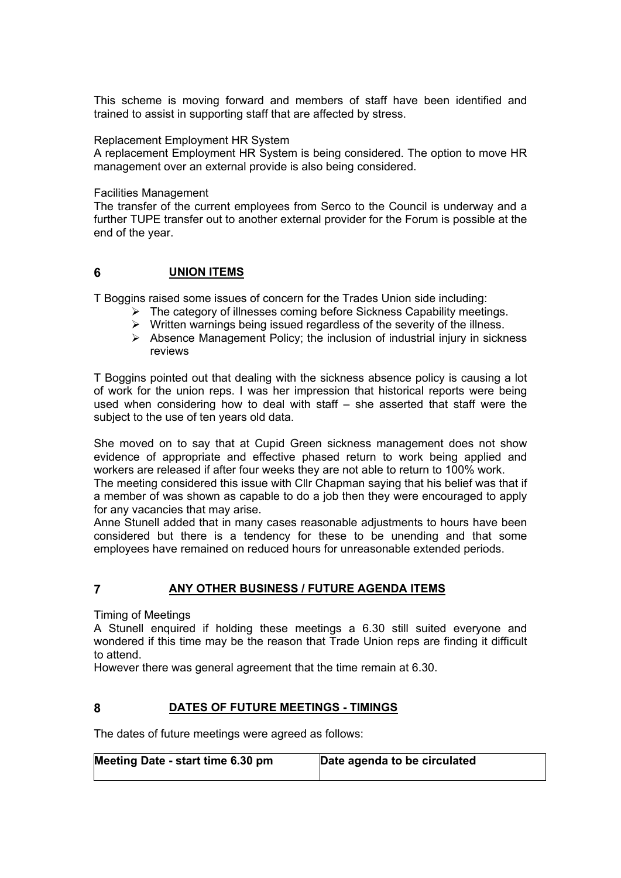This scheme is moving forward and members of staff have been identified and trained to assist in supporting staff that are affected by stress.

Replacement Employment HR System

A replacement Employment HR System is being considered. The option to move HR management over an external provide is also being considered.

Facilities Management

The transfer of the current employees from Serco to the Council is underway and a further TUPE transfer out to another external provider for the Forum is possible at the end of the year.

## 6 UNION ITEMS

T Boggins raised some issues of concern for the Trades Union side including:

- The category of illnesses coming before Sickness Capability meetings.
- Written warnings being issued regardless of the severity of the illness.
- Absence Management Policy; the inclusion of industrial injury in sickness reviews

T Boggins pointed out that dealing with the sickness absence policy is causing a lot of work for the union reps. I was her impression that historical reports were being used when considering how to deal with staff – she asserted that staff were the subject to the use of ten years old data.

She moved on to say that at Cupid Green sickness management does not show evidence of appropriate and effective phased return to work being applied and workers are released if after four weeks they are not able to return to 100% work.

The meeting considered this issue with Cllr Chapman saying that his belief was that if a member of was shown as capable to do a job then they were encouraged to apply for any vacancies that may arise.

Anne Stunell added that in many cases reasonable adjustments to hours have been considered but there is a tendency for these to be unending and that some employees have remained on reduced hours for unreasonable extended periods.

## 7 ANY OTHER BUSINESS / FUTURE AGENDA ITEMS

Timing of Meetings

A Stunell enquired if holding these meetings a 6.30 still suited everyone and wondered if this time may be the reason that Trade Union reps are finding it difficult to attend.

However there was general agreement that the time remain at 6.30.

## 8 DATES OF FUTURE MEETINGS - TIMINGS

The dates of future meetings were agreed as follows:

| Meeting Date - start time 6.30 pm | Date agenda to be circulated |
|---|---|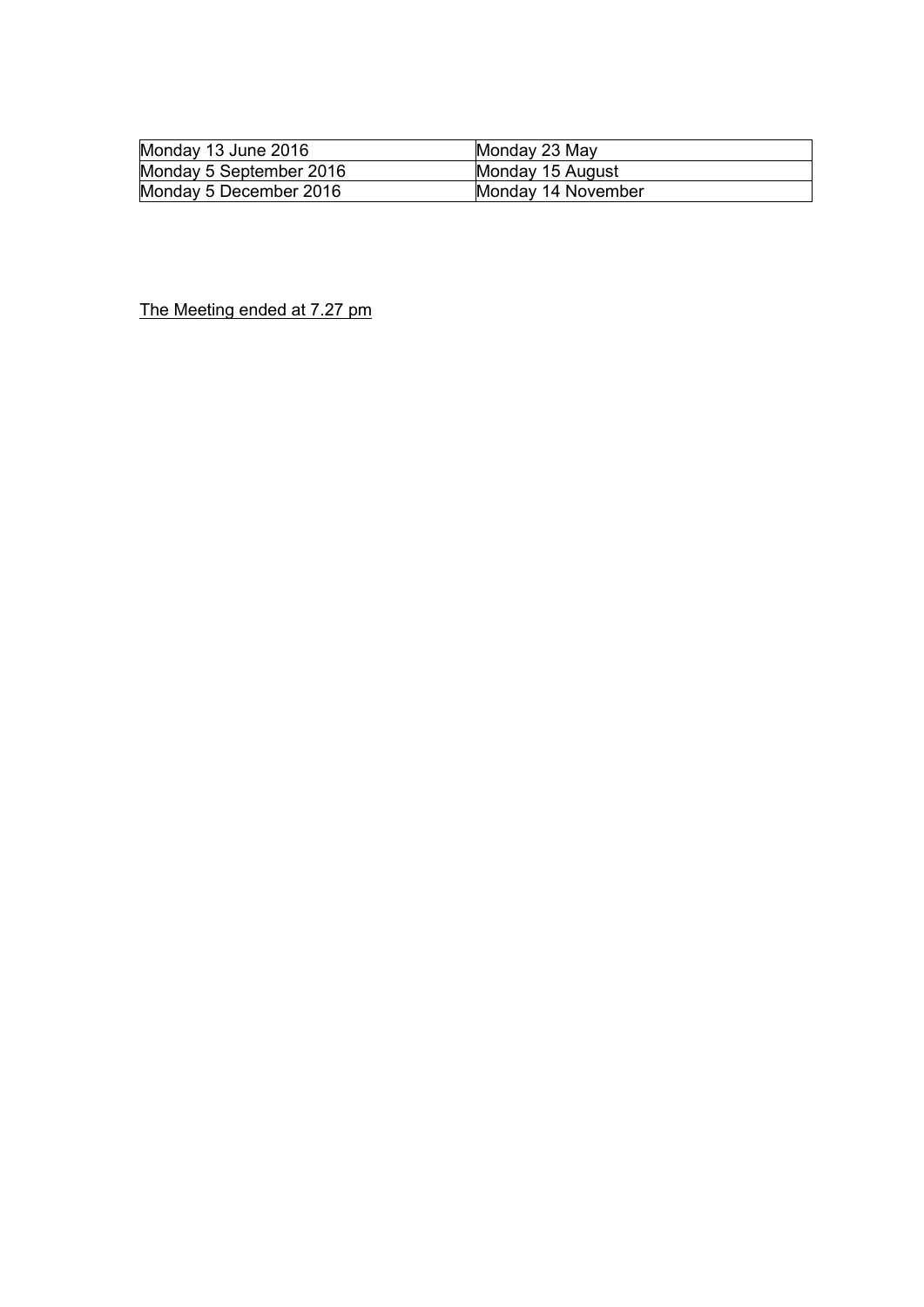| | |
|---|---|
| Monday 13 June 2016 | Monday 23 May |
| Monday 5 September 2016 | Monday 15 August |
| Monday 5 December 2016 | Monday 14 November |

The Meeting ended at 7.27 pm